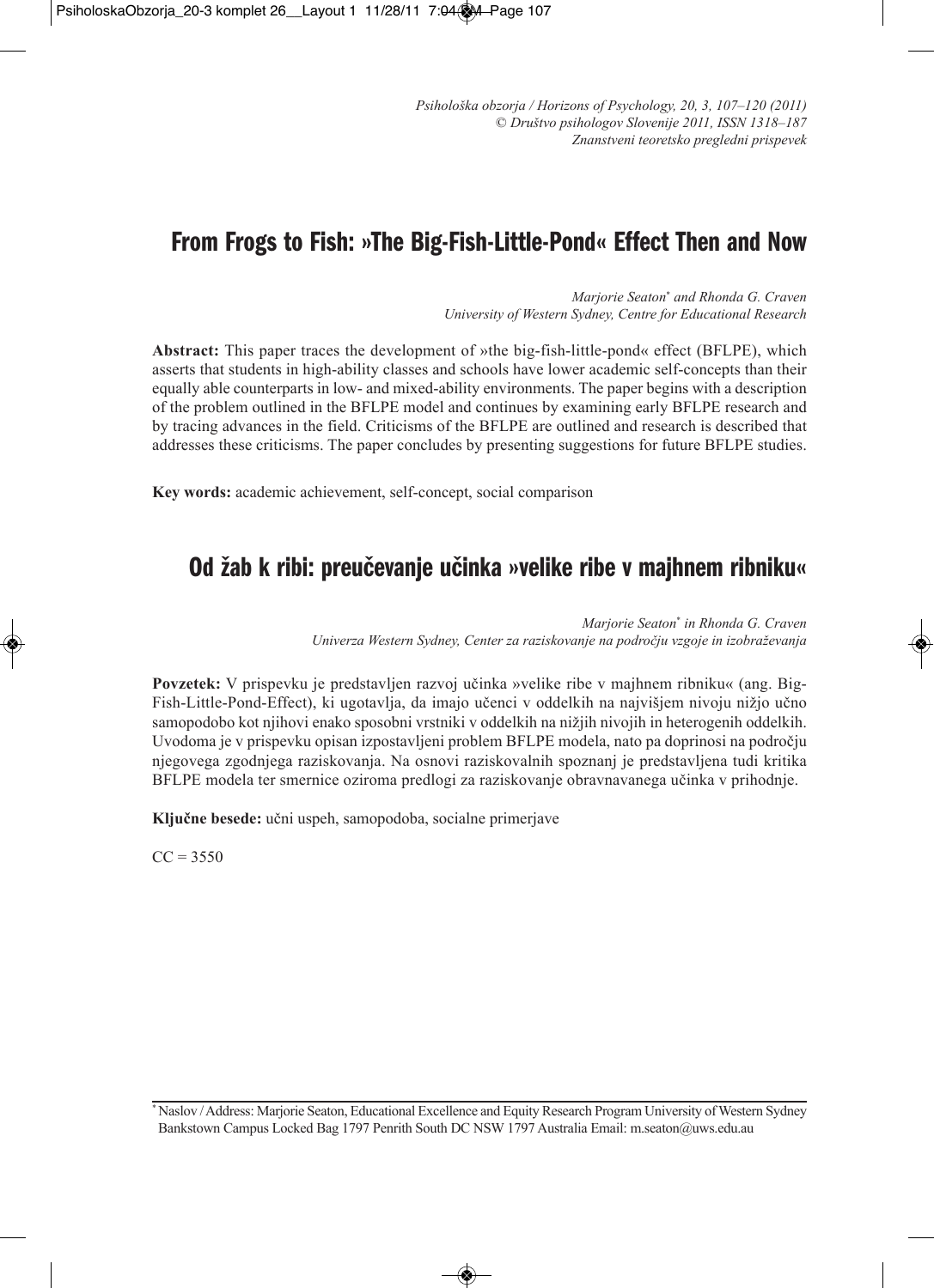*Psihološka obzorja / Horizons of Psychology, 20, 3, 107–120 (2011)*
*© Društvo psihologov Slovenije 2011, ISSN 1318–187*
*Znanstveni teoretsko pregledni prispevek*

# From Frogs to Fish: »The Big-Fish-Little-Pond« Effect Then and Now

*Marjorie Seaton[\*] and Rhonda G. Craven*
*University of Western Sydney, Centre for Educational Research*

**Abstract:** This paper traces the development of »the big-fish-little-pond« effect (BFLPE), which asserts that students in high-ability classes and schools have lower academic self-concepts than their equally able counterparts in low- and mixed-ability environments. The paper begins with a description of the problem outlined in the BFLPE model and continues by examining early BFLPE research and by tracing advances in the field. Criticisms of the BFLPE are outlined and research is described that addresses these criticisms. The paper concludes by presenting suggestions for future BFLPE studies.

**Key words:** academic achievement, self-concept, social comparison

# Od žab k ribi: preučevanje učinka »velike ribe v majhnem ribniku«

*Marjorie Seaton[\*] in Rhonda G. Craven*
*Univerza Western Sydney, Center za raziskovanje na področju vzgoje in izobraževanja*

**Povzetek:** V prispevku je predstavljen razvoj učinka »velike ribe v majhnem ribniku« (ang. Big-Fish-Little-Pond-Effect), ki ugotavlja, da imajo učenci v oddelkih na najvišjem nivoju nižjo učno samopodobo kot njihovi enako sposobni vrstniki v oddelkih na nižjih nivojih in heterogenih oddelkih. Uvodoma je v prispevku opisan izpostavljeni problem BFLPE modela, nato pa doprinosi na področju njegovega zgodnjega raziskovanja. Na osnovi raziskovalnih spoznanj je predstavljena tudi kritika BFLPE modela ter smernice oziroma predlogi za raziskovanje obravnavanega učinka v prihodnje.

**Ključne besede:** učni uspeh, samopodoba, socialne primerjave

CC = 3550

[\*] Naslov / Address: Marjorie Seaton, Educational Excellence and Equity Research Program University of Western Sydney Bankstown Campus Locked Bag 1797 Penrith South DC NSW 1797 Australia Email: m.seaton@uws.edu.au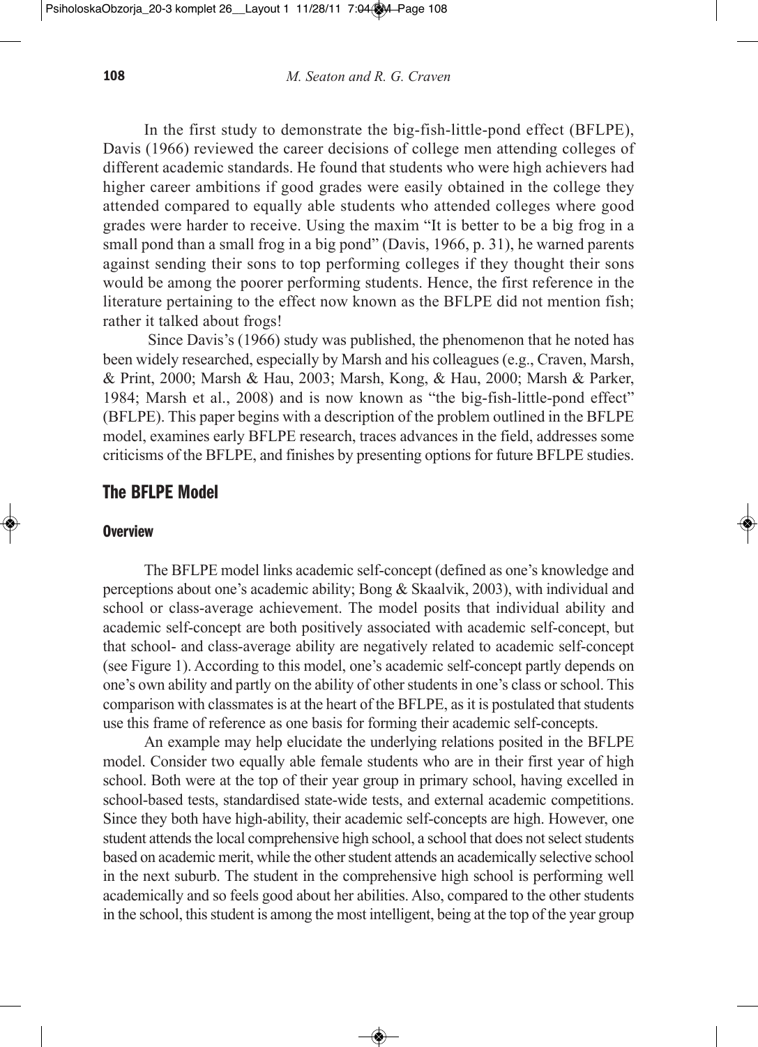In the first study to demonstrate the big-fish-little-pond effect (BFLPE), Davis (1966) reviewed the career decisions of college men attending colleges of different academic standards. He found that students who were high achievers had higher career ambitions if good grades were easily obtained in the college they attended compared to equally able students who attended colleges where good grades were harder to receive. Using the maxim "It is better to be a big frog in a small pond than a small frog in a big pond" (Davis, 1966, p. 31), he warned parents against sending their sons to top performing colleges if they thought their sons would be among the poorer performing students. Hence, the first reference in the literature pertaining to the effect now known as the BFLPE did not mention fish; rather it talked about frogs!

Since Davis's (1966) study was published, the phenomenon that he noted has been widely researched, especially by Marsh and his colleagues (e.g., Craven, Marsh, & Print, 2000; Marsh & Hau, 2003; Marsh, Kong, & Hau, 2000; Marsh & Parker, 1984; Marsh et al., 2008) and is now known as "the big-fish-little-pond effect" (BFLPE). This paper begins with a description of the problem outlined in the BFLPE model, examines early BFLPE research, traces advances in the field, addresses some criticisms of the BFLPE, and finishes by presenting options for future BFLPE studies.

## The BFLPE Model

### Overview

The BFLPE model links academic self-concept (defined as one's knowledge and perceptions about one's academic ability; Bong & Skaalvik, 2003), with individual and school or class-average achievement. The model posits that individual ability and academic self-concept are both positively associated with academic self-concept, but that school- and class-average ability are negatively related to academic self-concept (see Figure 1). According to this model, one's academic self-concept partly depends on one's own ability and partly on the ability of other students in one's class or school. This comparison with classmates is at the heart of the BFLPE, as it is postulated that students use this frame of reference as one basis for forming their academic self-concepts.

An example may help elucidate the underlying relations posited in the BFLPE model. Consider two equally able female students who are in their first year of high school. Both were at the top of their year group in primary school, having excelled in school-based tests, standardised state-wide tests, and external academic competitions. Since they both have high-ability, their academic self-concepts are high. However, one student attends the local comprehensive high school, a school that does not select students based on academic merit, while the other student attends an academically selective school in the next suburb. The student in the comprehensive high school is performing well academically and so feels good about her abilities. Also, compared to the other students in the school, this student is among the most intelligent, being at the top of the year group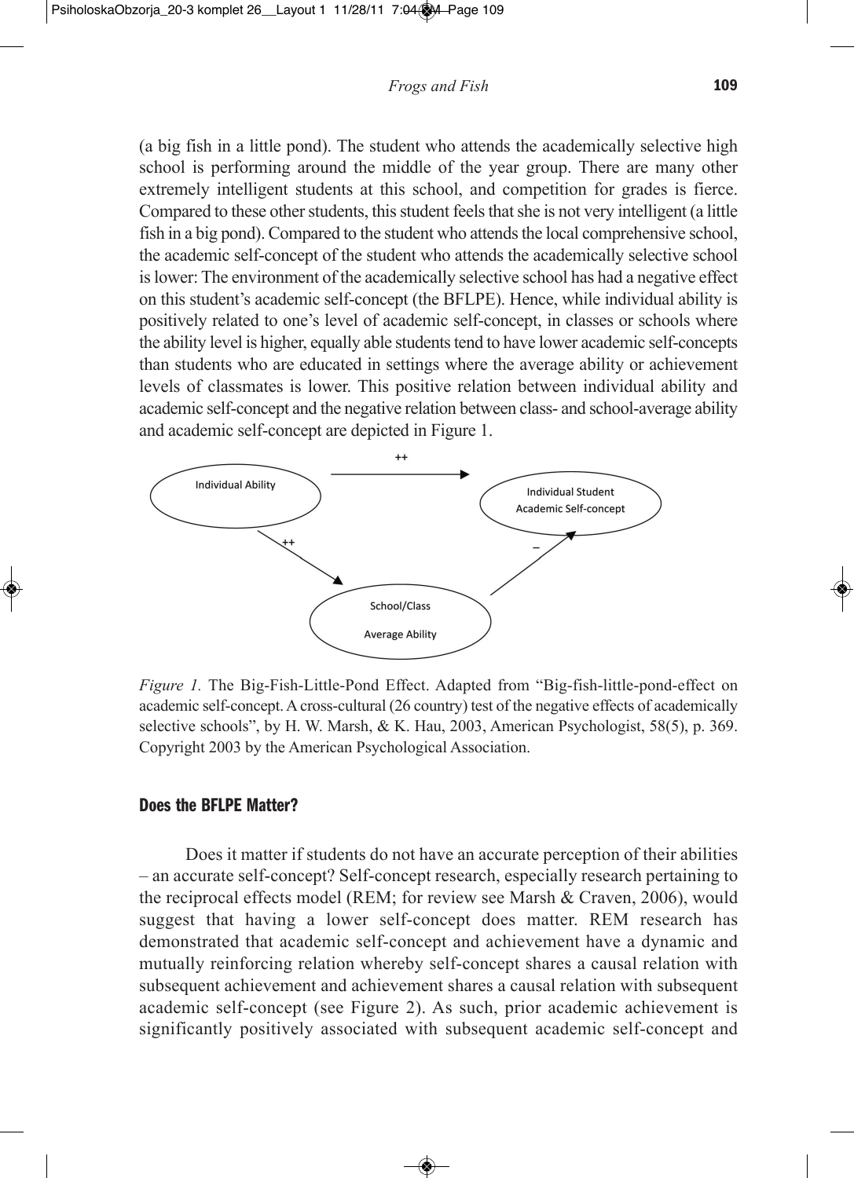(a big fish in a little pond). The student who attends the academically selective high school is performing around the middle of the year group. There are many other extremely intelligent students at this school, and competition for grades is fierce. Compared to these other students, this student feels that she is not very intelligent (a little fish in a big pond). Compared to the student who attends the local comprehensive school, the academic self-concept of the student who attends the academically selective school is lower: The environment of the academically selective school has had a negative effect on this student's academic self-concept (the BFLPE). Hence, while individual ability is positively related to one's level of academic self-concept, in classes or schools where the ability level is higher, equally able students tend to have lower academic self-concepts than students who are educated in settings where the average ability or achievement levels of classmates is lower. This positive relation between individual ability and academic self-concept and the negative relation between class- and school-average ability and academic self-concept are depicted in Figure 1.

Individual Ability

++

Individual Student Academic Self-concept

++

–

School/Class Average Ability

*Figure 1.* The Big-Fish-Little-Pond Effect. Adapted from "Big-fish-little-pond-effect on academic self-concept. A cross-cultural (26 country) test of the negative effects of academically selective schools", by H. W. Marsh, & K. Hau, 2003, American Psychologist, 58(5), p. 369. Copyright 2003 by the American Psychological Association.

## Does the BFLPE Matter?

Does it matter if students do not have an accurate perception of their abilities – an accurate self-concept? Self-concept research, especially research pertaining to the reciprocal effects model (REM; for review see Marsh & Craven, 2006), would suggest that having a lower self-concept does matter. REM research has demonstrated that academic self-concept and achievement have a dynamic and mutually reinforcing relation whereby self-concept shares a causal relation with subsequent achievement and achievement shares a causal relation with subsequent academic self-concept (see Figure 2). As such, prior academic achievement is significantly positively associated with subsequent academic self-concept and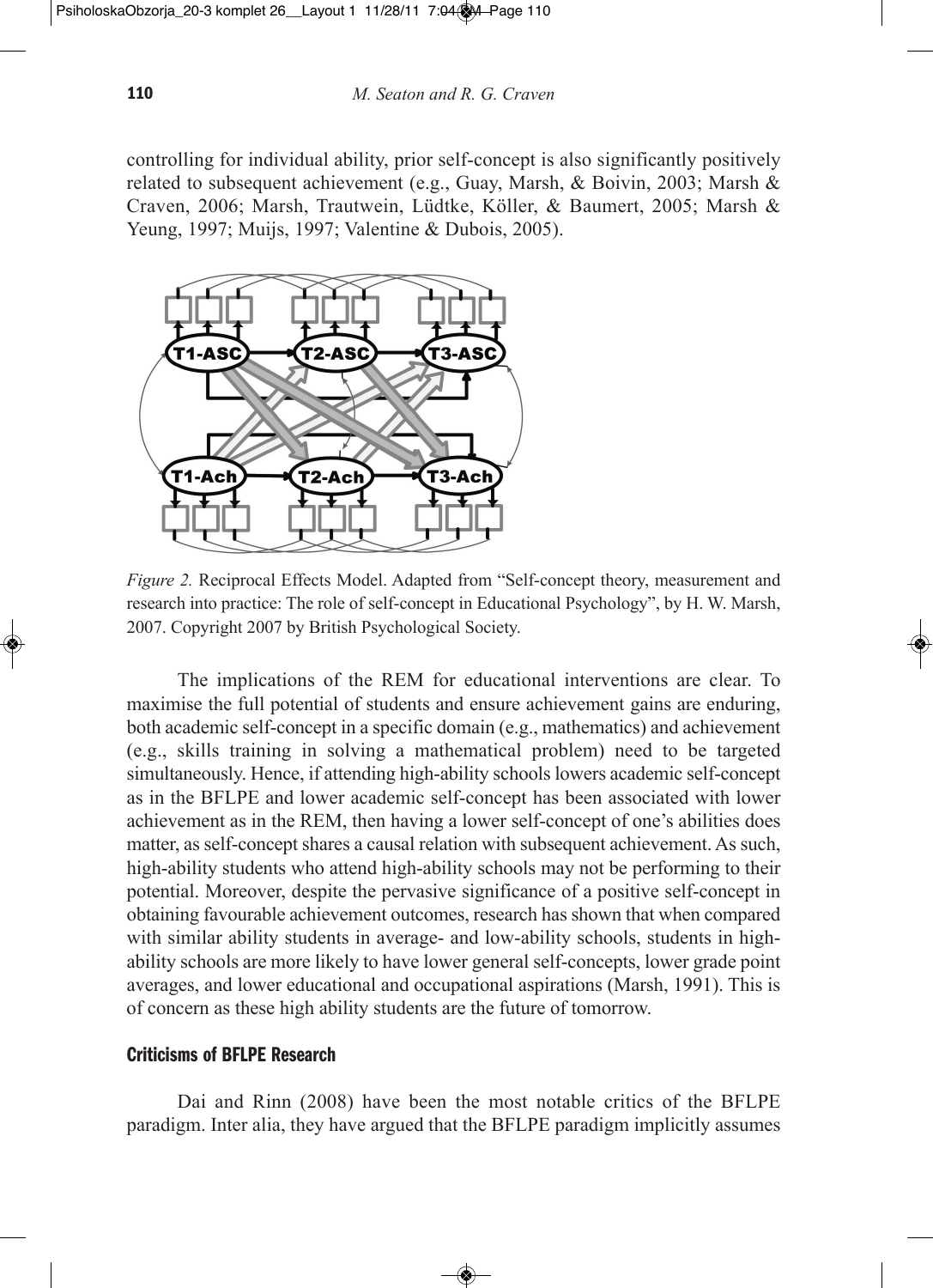controlling for individual ability, prior self-concept is also significantly positively related to subsequent achievement (e.g., Guay, Marsh, & Boivin, 2003; Marsh & Craven, 2006; Marsh, Trautwein, Lüdtke, Köller, & Baumert, 2005; Marsh & Yeung, 1997; Muijs, 1997; Valentine & Dubois, 2005).

T1-ASC
T2-ASC
T3-ASC
T1-Ach
T2-Ach
T3-Ach

*Figure 2.* Reciprocal Effects Model. Adapted from "Self-concept theory, measurement and research into practice: The role of self-concept in Educational Psychology", by H. W. Marsh, 2007. Copyright 2007 by British Psychological Society.

The implications of the REM for educational interventions are clear. To maximise the full potential of students and ensure achievement gains are enduring, both academic self-concept in a specific domain (e.g., mathematics) and achievement (e.g., skills training in solving a mathematical problem) need to be targeted simultaneously. Hence, if attending high-ability schools lowers academic self-concept as in the BFLPE and lower academic self-concept has been associated with lower achievement as in the REM, then having a lower self-concept of one's abilities does matter, as self-concept shares a causal relation with subsequent achievement. As such, high-ability students who attend high-ability schools may not be performing to their potential. Moreover, despite the pervasive significance of a positive self-concept in obtaining favourable achievement outcomes, research has shown that when compared with similar ability students in average- and low-ability schools, students in high-ability schools are more likely to have lower general self-concepts, lower grade point averages, and lower educational and occupational aspirations (Marsh, 1991). This is of concern as these high ability students are the future of tomorrow.

## Criticisms of BFLPE Research

Dai and Rinn (2008) have been the most notable critics of the BFLPE paradigm. Inter alia, they have argued that the BFLPE paradigm implicitly assumes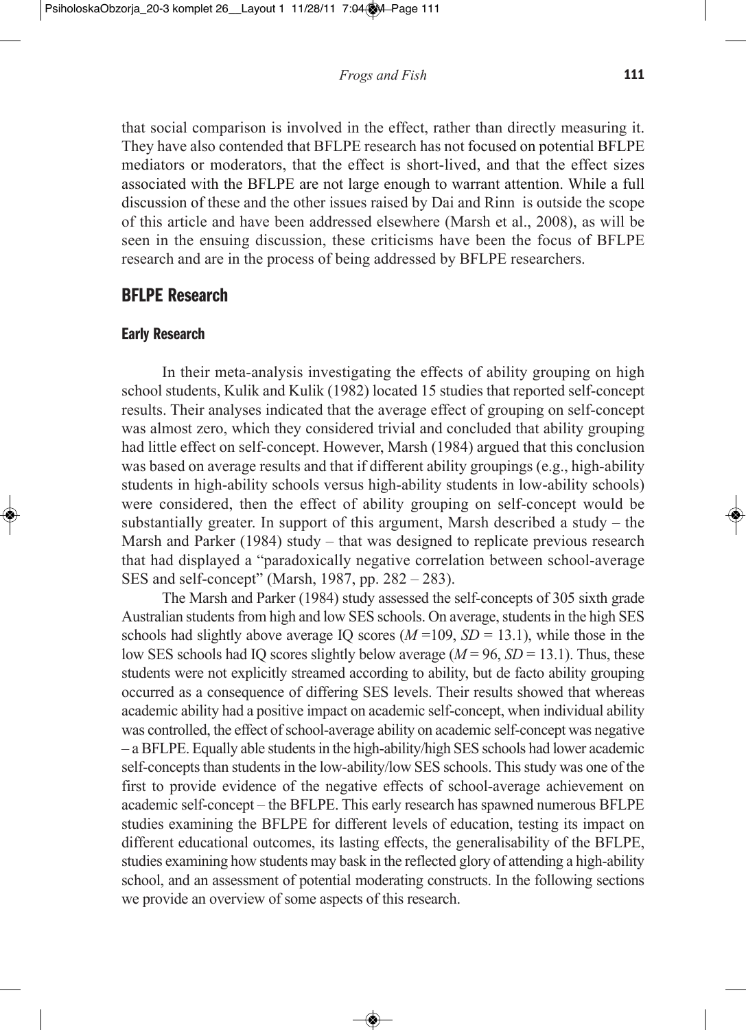that social comparison is involved in the effect, rather than directly measuring it. They have also contended that BFLPE research has not focused on potential BFLPE mediators or moderators, that the effect is short-lived, and that the effect sizes associated with the BFLPE are not large enough to warrant attention. While a full discussion of these and the other issues raised by Dai and Rinn is outside the scope of this article and have been addressed elsewhere (Marsh et al., 2008), as will be seen in the ensuing discussion, these criticisms have been the focus of BFLPE research and are in the process of being addressed by BFLPE researchers.

## BFLPE Research

### Early Research

In their meta-analysis investigating the effects of ability grouping on high school students, Kulik and Kulik (1982) located 15 studies that reported self-concept results. Their analyses indicated that the average effect of grouping on self-concept was almost zero, which they considered trivial and concluded that ability grouping had little effect on self-concept. However, Marsh (1984) argued that this conclusion was based on average results and that if different ability groupings (e.g., high-ability students in high-ability schools versus high-ability students in low-ability schools) were considered, then the effect of ability grouping on self-concept would be substantially greater. In support of this argument, Marsh described a study – the Marsh and Parker (1984) study – that was designed to replicate previous research that had displayed a "paradoxically negative correlation between school-average SES and self-concept" (Marsh, 1987, pp. 282 – 283).

The Marsh and Parker (1984) study assessed the self-concepts of 305 sixth grade Australian students from high and low SES schools. On average, students in the high SES schools had slightly above average IQ scores ($M$ =109, $SD$ = 13.1), while those in the low SES schools had IQ scores slightly below average ($M$ = 96, $SD$ = 13.1). Thus, these students were not explicitly streamed according to ability, but de facto ability grouping occurred as a consequence of differing SES levels. Their results showed that whereas academic ability had a positive impact on academic self-concept, when individual ability was controlled, the effect of school-average ability on academic self-concept was negative – a BFLPE. Equally able students in the high-ability/high SES schools had lower academic self-concepts than students in the low-ability/low SES schools. This study was one of the first to provide evidence of the negative effects of school-average achievement on academic self-concept – the BFLPE. This early research has spawned numerous BFLPE studies examining the BFLPE for different levels of education, testing its impact on different educational outcomes, its lasting effects, the generalisability of the BFLPE, studies examining how students may bask in the reflected glory of attending a high-ability school, and an assessment of potential moderating constructs. In the following sections we provide an overview of some aspects of this research.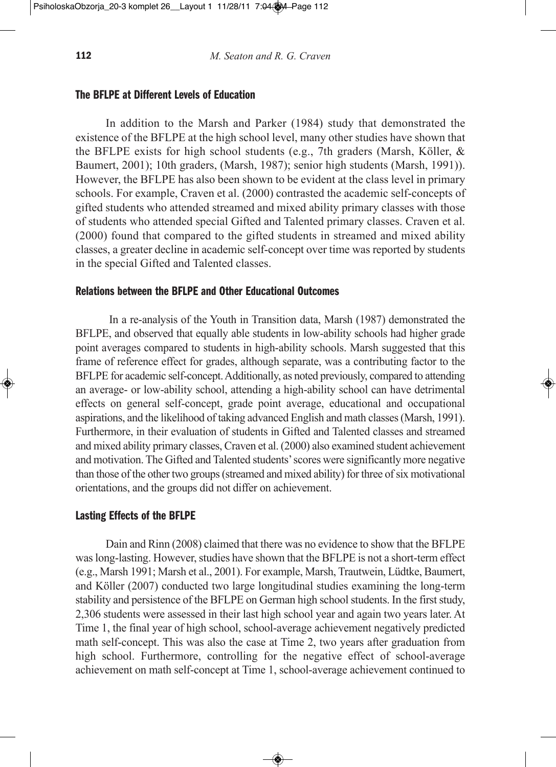### The BFLPE at Different Levels of Education

In addition to the Marsh and Parker (1984) study that demonstrated the existence of the BFLPE at the high school level, many other studies have shown that the BFLPE exists for high school students (e.g., 7th graders (Marsh, Köller, & Baumert, 2001); 10th graders, (Marsh, 1987); senior high students (Marsh, 1991)). However, the BFLPE has also been shown to be evident at the class level in primary schools. For example, Craven et al. (2000) contrasted the academic self-concepts of gifted students who attended streamed and mixed ability primary classes with those of students who attended special Gifted and Talented primary classes. Craven et al. (2000) found that compared to the gifted students in streamed and mixed ability classes, a greater decline in academic self-concept over time was reported by students in the special Gifted and Talented classes.

### Relations between the BFLPE and Other Educational Outcomes

In a re-analysis of the Youth in Transition data, Marsh (1987) demonstrated the BFLPE, and observed that equally able students in low-ability schools had higher grade point averages compared to students in high-ability schools. Marsh suggested that this frame of reference effect for grades, although separate, was a contributing factor to the BFLPE for academic self-concept. Additionally, as noted previously, compared to attending an average- or low-ability school, attending a high-ability school can have detrimental effects on general self-concept, grade point average, educational and occupational aspirations, and the likelihood of taking advanced English and math classes (Marsh, 1991). Furthermore, in their evaluation of students in Gifted and Talented classes and streamed and mixed ability primary classes, Craven et al. (2000) also examined student achievement and motivation. The Gifted and Talented students' scores were significantly more negative than those of the other two groups (streamed and mixed ability) for three of six motivational orientations, and the groups did not differ on achievement.

### Lasting Effects of the BFLPE

Dain and Rinn (2008) claimed that there was no evidence to show that the BFLPE was long-lasting. However, studies have shown that the BFLPE is not a short-term effect (e.g., Marsh 1991; Marsh et al., 2001). For example, Marsh, Trautwein, Lüdtke, Baumert, and Köller (2007) conducted two large longitudinal studies examining the long-term stability and persistence of the BFLPE on German high school students. In the first study, 2,306 students were assessed in their last high school year and again two years later. At Time 1, the final year of high school, school-average achievement negatively predicted math self-concept. This was also the case at Time 2, two years after graduation from high school. Furthermore, controlling for the negative effect of school-average achievement on math self-concept at Time 1, school-average achievement continued to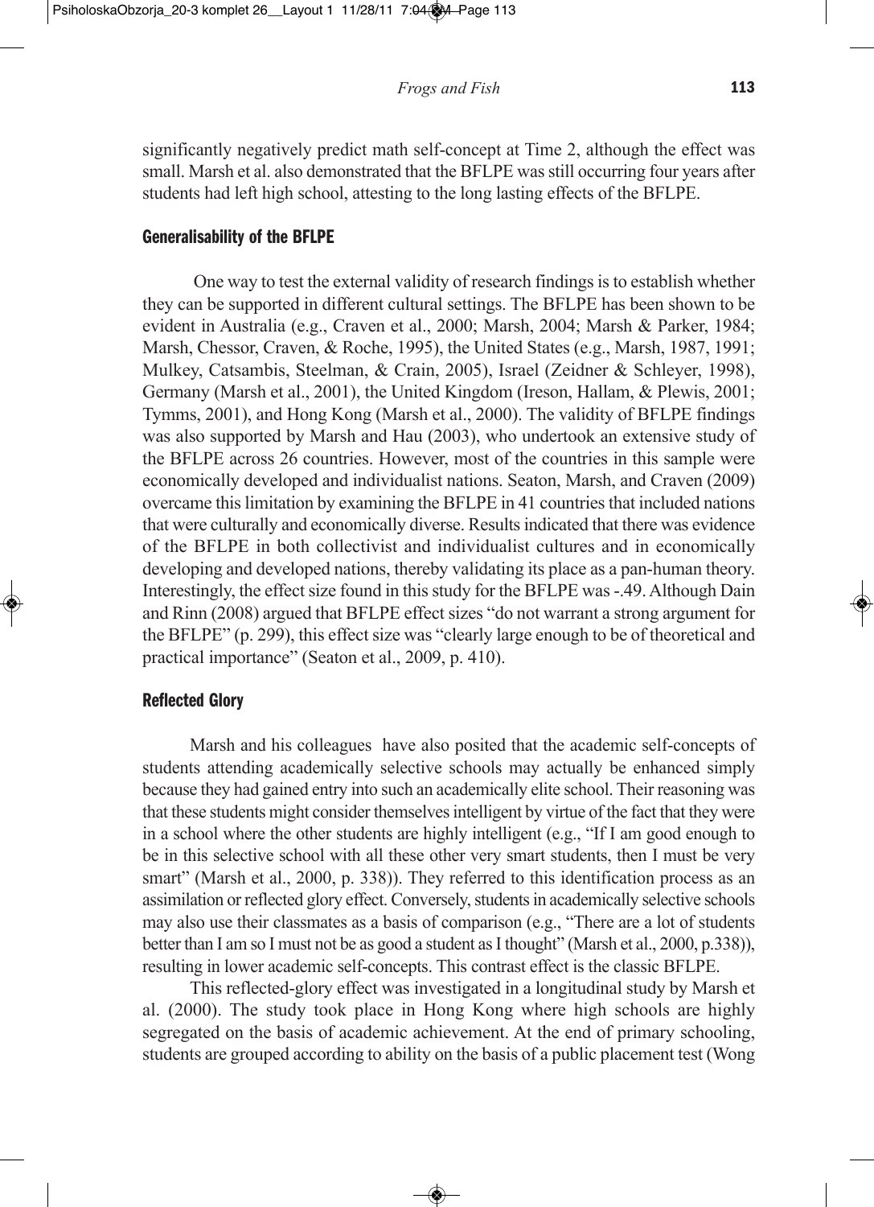significantly negatively predict math self-concept at Time 2, although the effect was small. Marsh et al. also demonstrated that the BFLPE was still occurring four years after students had left high school, attesting to the long lasting effects of the BFLPE.

### Generalisability of the BFLPE

One way to test the external validity of research findings is to establish whether they can be supported in different cultural settings. The BFLPE has been shown to be evident in Australia (e.g., Craven et al., 2000; Marsh, 2004; Marsh & Parker, 1984; Marsh, Chessor, Craven, & Roche, 1995), the United States (e.g., Marsh, 1987, 1991; Mulkey, Catsambis, Steelman, & Crain, 2005), Israel (Zeidner & Schleyer, 1998), Germany (Marsh et al., 2001), the United Kingdom (Ireson, Hallam, & Plewis, 2001; Tymms, 2001), and Hong Kong (Marsh et al., 2000). The validity of BFLPE findings was also supported by Marsh and Hau (2003), who undertook an extensive study of the BFLPE across 26 countries. However, most of the countries in this sample were economically developed and individualist nations. Seaton, Marsh, and Craven (2009) overcame this limitation by examining the BFLPE in 41 countries that included nations that were culturally and economically diverse. Results indicated that there was evidence of the BFLPE in both collectivist and individualist cultures and in economically developing and developed nations, thereby validating its place as a pan-human theory. Interestingly, the effect size found in this study for the BFLPE was -.49. Although Dain and Rinn (2008) argued that BFLPE effect sizes "do not warrant a strong argument for the BFLPE" (p. 299), this effect size was "clearly large enough to be of theoretical and practical importance" (Seaton et al., 2009, p. 410).

### Reflected Glory

Marsh and his colleagues have also posited that the academic self-concepts of students attending academically selective schools may actually be enhanced simply because they had gained entry into such an academically elite school. Their reasoning was that these students might consider themselves intelligent by virtue of the fact that they were in a school where the other students are highly intelligent (e.g., "If I am good enough to be in this selective school with all these other very smart students, then I must be very smart" (Marsh et al., 2000, p. 338)). They referred to this identification process as an assimilation or reflected glory effect. Conversely, students in academically selective schools may also use their classmates as a basis of comparison (e.g., "There are a lot of students better than I am so I must not be as good a student as I thought" (Marsh et al., 2000, p.338)), resulting in lower academic self-concepts. This contrast effect is the classic BFLPE.

This reflected-glory effect was investigated in a longitudinal study by Marsh et al. (2000). The study took place in Hong Kong where high schools are highly segregated on the basis of academic achievement. At the end of primary schooling, students are grouped according to ability on the basis of a public placement test (Wong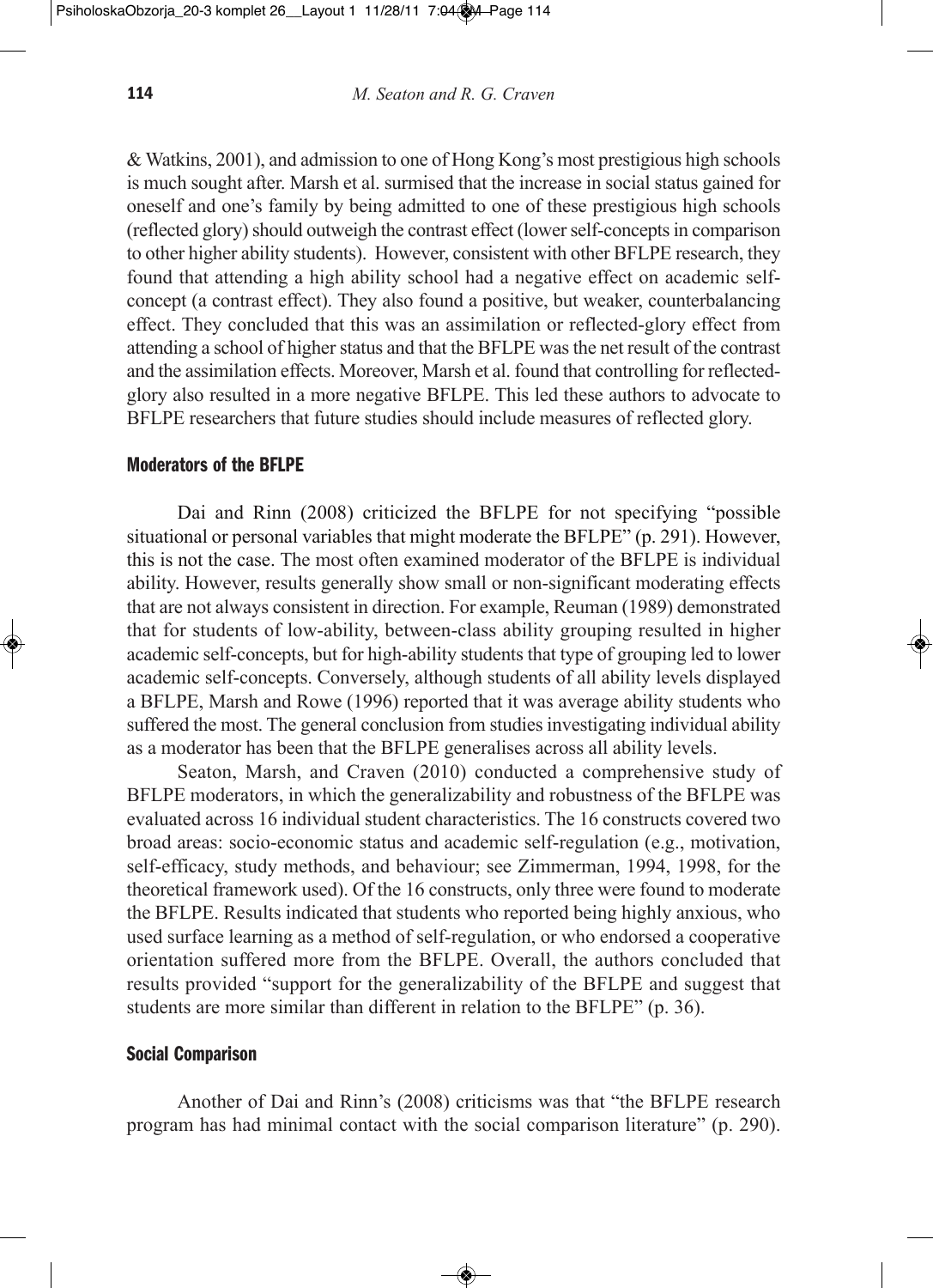& Watkins, 2001), and admission to one of Hong Kong's most prestigious high schools is much sought after. Marsh et al. surmised that the increase in social status gained for oneself and one's family by being admitted to one of these prestigious high schools (reflected glory) should outweigh the contrast effect (lower self-concepts in comparison to other higher ability students). However, consistent with other BFLPE research, they found that attending a high ability school had a negative effect on academic self-concept (a contrast effect). They also found a positive, but weaker, counterbalancing effect. They concluded that this was an assimilation or reflected-glory effect from attending a school of higher status and that the BFLPE was the net result of the contrast and the assimilation effects. Moreover, Marsh et al. found that controlling for reflected-glory also resulted in a more negative BFLPE. This led these authors to advocate to BFLPE researchers that future studies should include measures of reflected glory.

### Moderators of the BFLPE

Dai and Rinn (2008) criticized the BFLPE for not specifying "possible situational or personal variables that might moderate the BFLPE" (p. 291). However, this is not the case. The most often examined moderator of the BFLPE is individual ability. However, results generally show small or non-significant moderating effects that are not always consistent in direction. For example, Reuman (1989) demonstrated that for students of low-ability, between-class ability grouping resulted in higher academic self-concepts, but for high-ability students that type of grouping led to lower academic self-concepts. Conversely, although students of all ability levels displayed a BFLPE, Marsh and Rowe (1996) reported that it was average ability students who suffered the most. The general conclusion from studies investigating individual ability as a moderator has been that the BFLPE generalises across all ability levels.

Seaton, Marsh, and Craven (2010) conducted a comprehensive study of BFLPE moderators, in which the generalizability and robustness of the BFLPE was evaluated across 16 individual student characteristics. The 16 constructs covered two broad areas: socio-economic status and academic self-regulation (e.g., motivation, self-efficacy, study methods, and behaviour; see Zimmerman, 1994, 1998, for the theoretical framework used). Of the 16 constructs, only three were found to moderate the BFLPE. Results indicated that students who reported being highly anxious, who used surface learning as a method of self-regulation, or who endorsed a cooperative orientation suffered more from the BFLPE. Overall, the authors concluded that results provided "support for the generalizability of the BFLPE and suggest that students are more similar than different in relation to the BFLPE" (p. 36).

### Social Comparison

Another of Dai and Rinn's (2008) criticisms was that "the BFLPE research program has had minimal contact with the social comparison literature" (p. 290).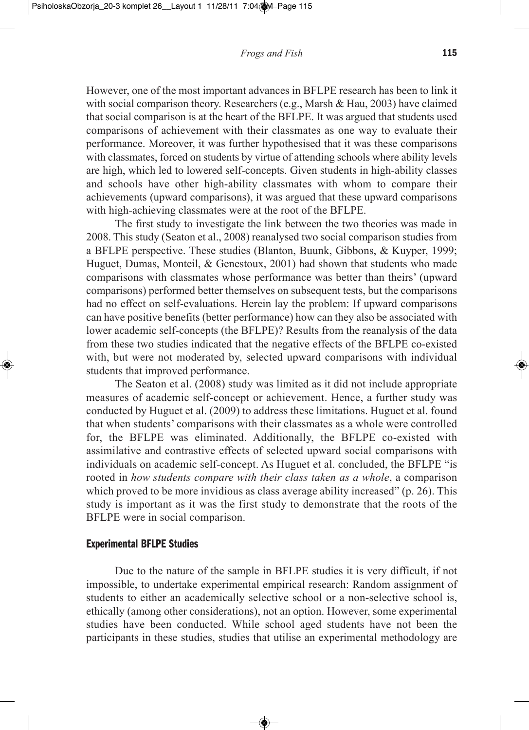However, one of the most important advances in BFLPE research has been to link it with social comparison theory. Researchers (e.g., Marsh & Hau, 2003) have claimed that social comparison is at the heart of the BFLPE. It was argued that students used comparisons of achievement with their classmates as one way to evaluate their performance. Moreover, it was further hypothesised that it was these comparisons with classmates, forced on students by virtue of attending schools where ability levels are high, which led to lowered self-concepts. Given students in high-ability classes and schools have other high-ability classmates with whom to compare their achievements (upward comparisons), it was argued that these upward comparisons with high-achieving classmates were at the root of the BFLPE.

The first study to investigate the link between the two theories was made in 2008. This study (Seaton et al., 2008) reanalysed two social comparison studies from a BFLPE perspective. These studies (Blanton, Buunk, Gibbons, & Kuyper, 1999; Huguet, Dumas, Monteil, & Genestoux, 2001) had shown that students who made comparisons with classmates whose performance was better than theirs' (upward comparisons) performed better themselves on subsequent tests, but the comparisons had no effect on self-evaluations. Herein lay the problem: If upward comparisons can have positive benefits (better performance) how can they also be associated with lower academic self-concepts (the BFLPE)? Results from the reanalysis of the data from these two studies indicated that the negative effects of the BFLPE co-existed with, but were not moderated by, selected upward comparisons with individual students that improved performance.

The Seaton et al. (2008) study was limited as it did not include appropriate measures of academic self-concept or achievement. Hence, a further study was conducted by Huguet et al. (2009) to address these limitations. Huguet et al. found that when students' comparisons with their classmates as a whole were controlled for, the BFLPE was eliminated. Additionally, the BFLPE co-existed with assimilative and contrastive effects of selected upward social comparisons with individuals on academic self-concept. As Huguet et al. concluded, the BFLPE "is rooted in *how students compare with their class taken as a whole*, a comparison which proved to be more invidious as class average ability increased" (p. 26). This study is important as it was the first study to demonstrate that the roots of the BFLPE were in social comparison.

### Experimental BFLPE Studies

Due to the nature of the sample in BFLPE studies it is very difficult, if not impossible, to undertake experimental empirical research: Random assignment of students to either an academically selective school or a non-selective school is, ethically (among other considerations), not an option. However, some experimental studies have been conducted. While school aged students have not been the participants in these studies, studies that utilise an experimental methodology are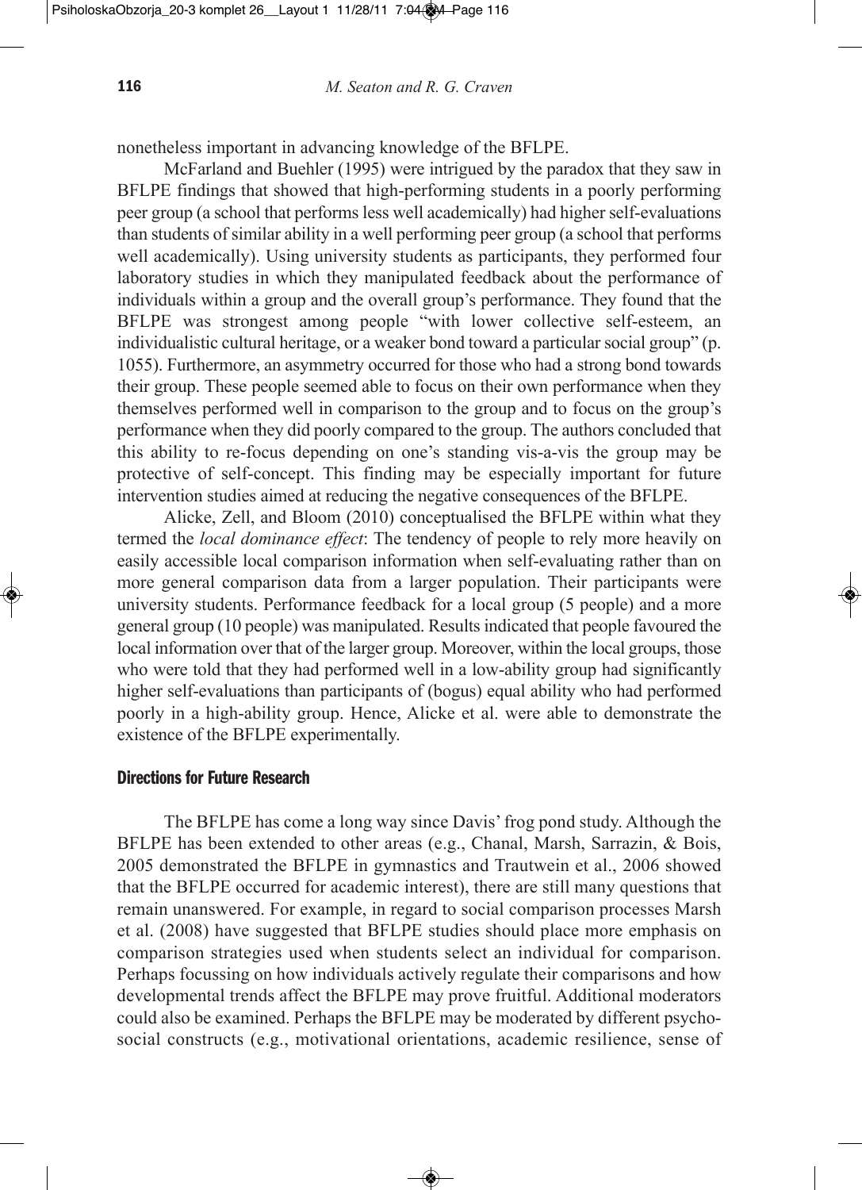nonetheless important in advancing knowledge of the BFLPE.

McFarland and Buehler (1995) were intrigued by the paradox that they saw in BFLPE findings that showed that high-performing students in a poorly performing peer group (a school that performs less well academically) had higher self-evaluations than students of similar ability in a well performing peer group (a school that performs well academically). Using university students as participants, they performed four laboratory studies in which they manipulated feedback about the performance of individuals within a group and the overall group's performance. They found that the BFLPE was strongest among people "with lower collective self-esteem, an individualistic cultural heritage, or a weaker bond toward a particular social group" (p. 1055). Furthermore, an asymmetry occurred for those who had a strong bond towards their group. These people seemed able to focus on their own performance when they themselves performed well in comparison to the group and to focus on the group's performance when they did poorly compared to the group. The authors concluded that this ability to re-focus depending on one's standing vis-a-vis the group may be protective of self-concept. This finding may be especially important for future intervention studies aimed at reducing the negative consequences of the BFLPE.

Alicke, Zell, and Bloom (2010) conceptualised the BFLPE within what they termed the *local dominance effect*: The tendency of people to rely more heavily on easily accessible local comparison information when self-evaluating rather than on more general comparison data from a larger population. Their participants were university students. Performance feedback for a local group (5 people) and a more general group (10 people) was manipulated. Results indicated that people favoured the local information over that of the larger group. Moreover, within the local groups, those who were told that they had performed well in a low-ability group had significantly higher self-evaluations than participants of (bogus) equal ability who had performed poorly in a high-ability group. Hence, Alicke et al. were able to demonstrate the existence of the BFLPE experimentally.

## Directions for Future Research

The BFLPE has come a long way since Davis' frog pond study. Although the BFLPE has been extended to other areas (e.g., Chanal, Marsh, Sarrazin, & Bois, 2005 demonstrated the BFLPE in gymnastics and Trautwein et al., 2006 showed that the BFLPE occurred for academic interest), there are still many questions that remain unanswered. For example, in regard to social comparison processes Marsh et al. (2008) have suggested that BFLPE studies should place more emphasis on comparison strategies used when students select an individual for comparison. Perhaps focussing on how individuals actively regulate their comparisons and how developmental trends affect the BFLPE may prove fruitful. Additional moderators could also be examined. Perhaps the BFLPE may be moderated by different psycho-social constructs (e.g., motivational orientations, academic resilience, sense of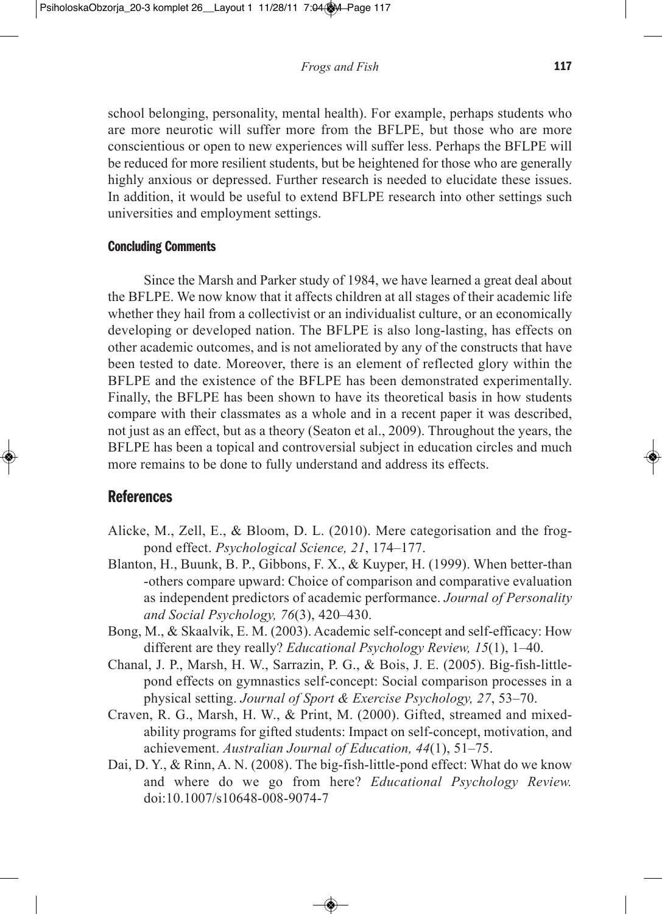school belonging, personality, mental health). For example, perhaps students who are more neurotic will suffer more from the BFLPE, but those who are more conscientious or open to new experiences will suffer less. Perhaps the BFLPE will be reduced for more resilient students, but be heightened for those who are generally highly anxious or depressed. Further research is needed to elucidate these issues. In addition, it would be useful to extend BFLPE research into other settings such universities and employment settings.

### Concluding Comments

Since the Marsh and Parker study of 1984, we have learned a great deal about the BFLPE. We now know that it affects children at all stages of their academic life whether they hail from a collectivist or an individualist culture, or an economically developing or developed nation. The BFLPE is also long-lasting, has effects on other academic outcomes, and is not ameliorated by any of the constructs that have been tested to date. Moreover, there is an element of reflected glory within the BFLPE and the existence of the BFLPE has been demonstrated experimentally. Finally, the BFLPE has been shown to have its theoretical basis in how students compare with their classmates as a whole and in a recent paper it was described, not just as an effect, but as a theory (Seaton et al., 2009). Throughout the years, the BFLPE has been a topical and controversial subject in education circles and much more remains to be done to fully understand and address its effects.

## References

Alicke, M., Zell, E., & Bloom, D. L. (2010). Mere categorisation and the frog-pond effect. *Psychological Science, 21*, 174–177.

Blanton, H., Buunk, B. P., Gibbons, F. X., & Kuyper, H. (1999). When better-than -others compare upward: Choice of comparison and comparative evaluation as independent predictors of academic performance. *Journal of Personality and Social Psychology, 76*(3), 420–430.

Bong, M., & Skaalvik, E. M. (2003). Academic self-concept and self-efficacy: How different are they really? *Educational Psychology Review, 15*(1), 1–40.

Chanal, J. P., Marsh, H. W., Sarrazin, P. G., & Bois, J. E. (2005). Big-fish-little-pond effects on gymnastics self-concept: Social comparison processes in a physical setting. *Journal of Sport & Exercise Psychology, 27*, 53–70.

Craven, R. G., Marsh, H. W., & Print, M. (2000). Gifted, streamed and mixed-ability programs for gifted students: Impact on self-concept, motivation, and achievement. *Australian Journal of Education, 44*(1), 51–75.

Dai, D. Y., & Rinn, A. N. (2008). The big-fish-little-pond effect: What do we know and where do we go from here? *Educational Psychology Review.* doi:10.1007/s10648-008-9074-7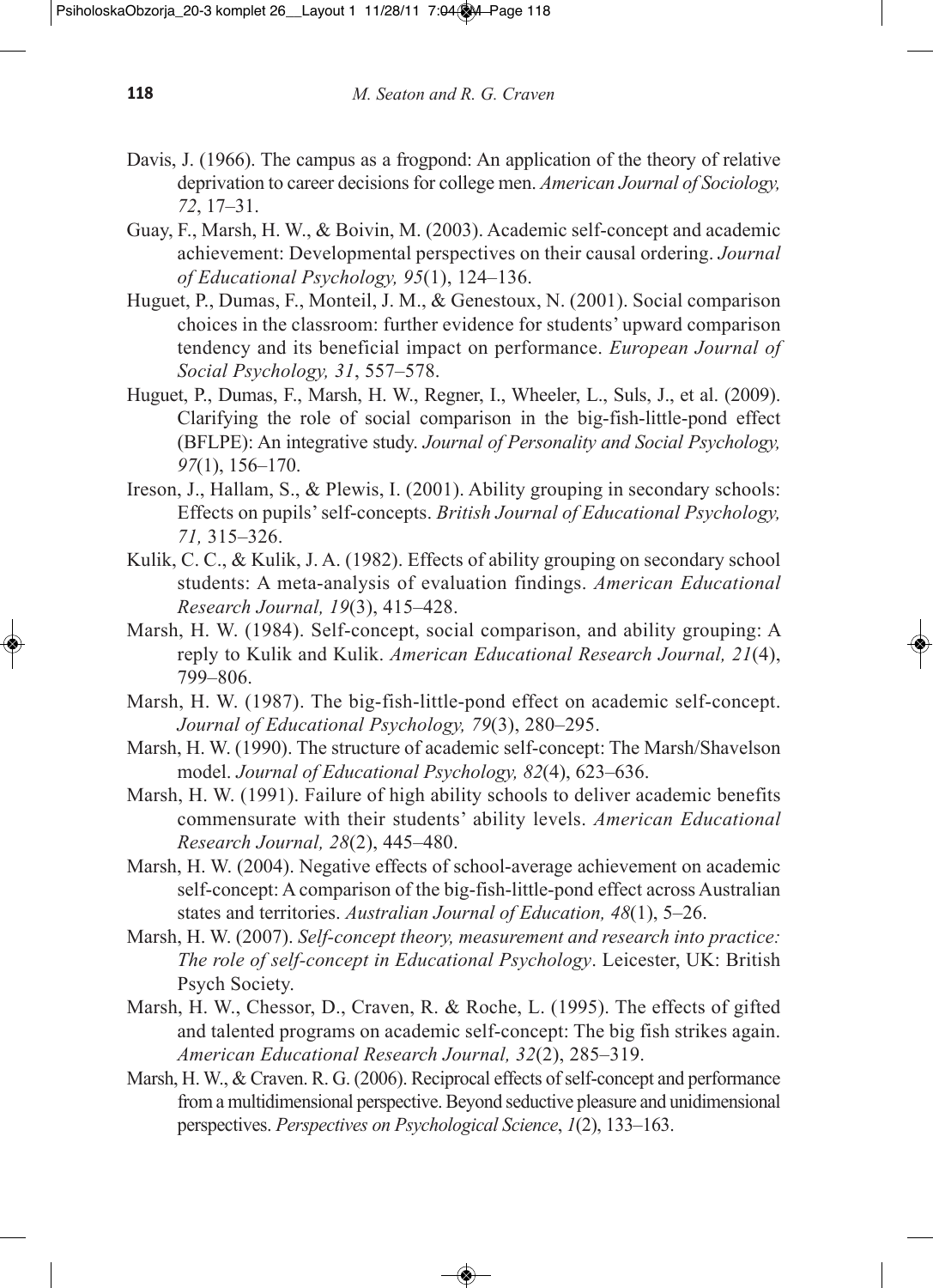Davis, J. (1966). The campus as a frogpond: An application of the theory of relative deprivation to career decisions for college men. *American Journal of Sociology, 72*, 17–31.

Guay, F., Marsh, H. W., & Boivin, M. (2003). Academic self-concept and academic achievement: Developmental perspectives on their causal ordering. *Journal of Educational Psychology, 95*(1), 124–136.

Huguet, P., Dumas, F., Monteil, J. M., & Genestoux, N. (2001). Social comparison choices in the classroom: further evidence for students' upward comparison tendency and its beneficial impact on performance. *European Journal of Social Psychology, 31*, 557–578.

Huguet, P., Dumas, F., Marsh, H. W., Regner, I., Wheeler, L., Suls, J., et al. (2009). Clarifying the role of social comparison in the big-fish-little-pond effect (BFLPE): An integrative study. *Journal of Personality and Social Psychology, 97*(1), 156–170.

Ireson, J., Hallam, S., & Plewis, I. (2001). Ability grouping in secondary schools: Effects on pupils' self-concepts. *British Journal of Educational Psychology, 71,* 315–326.

Kulik, C. C., & Kulik, J. A. (1982). Effects of ability grouping on secondary school students: A meta-analysis of evaluation findings. *American Educational Research Journal, 19*(3), 415–428.

Marsh, H. W. (1984). Self-concept, social comparison, and ability grouping: A reply to Kulik and Kulik. *American Educational Research Journal, 21*(4), 799–806.

Marsh, H. W. (1987). The big-fish-little-pond effect on academic self-concept. *Journal of Educational Psychology, 79*(3), 280–295.

Marsh, H. W. (1990). The structure of academic self-concept: The Marsh/Shavelson model. *Journal of Educational Psychology, 82*(4), 623–636.

Marsh, H. W. (1991). Failure of high ability schools to deliver academic benefits commensurate with their students' ability levels. *American Educational Research Journal, 28*(2), 445–480.

Marsh, H. W. (2004). Negative effects of school-average achievement on academic self-concept: A comparison of the big-fish-little-pond effect across Australian states and territories. *Australian Journal of Education, 48*(1), 5–26.

Marsh, H. W. (2007). *Self-concept theory, measurement and research into practice: The role of self-concept in Educational Psychology*. Leicester, UK: British Psych Society.

Marsh, H. W., Chessor, D., Craven, R. & Roche, L. (1995). The effects of gifted and talented programs on academic self-concept: The big fish strikes again. *American Educational Research Journal, 32*(2), 285–319.

Marsh, H. W., & Craven. R. G. (2006). Reciprocal effects of self-concept and performance from a multidimensional perspective. Beyond seductive pleasure and unidimensional perspectives. *Perspectives on Psychological Science*, *1*(2), 133–163.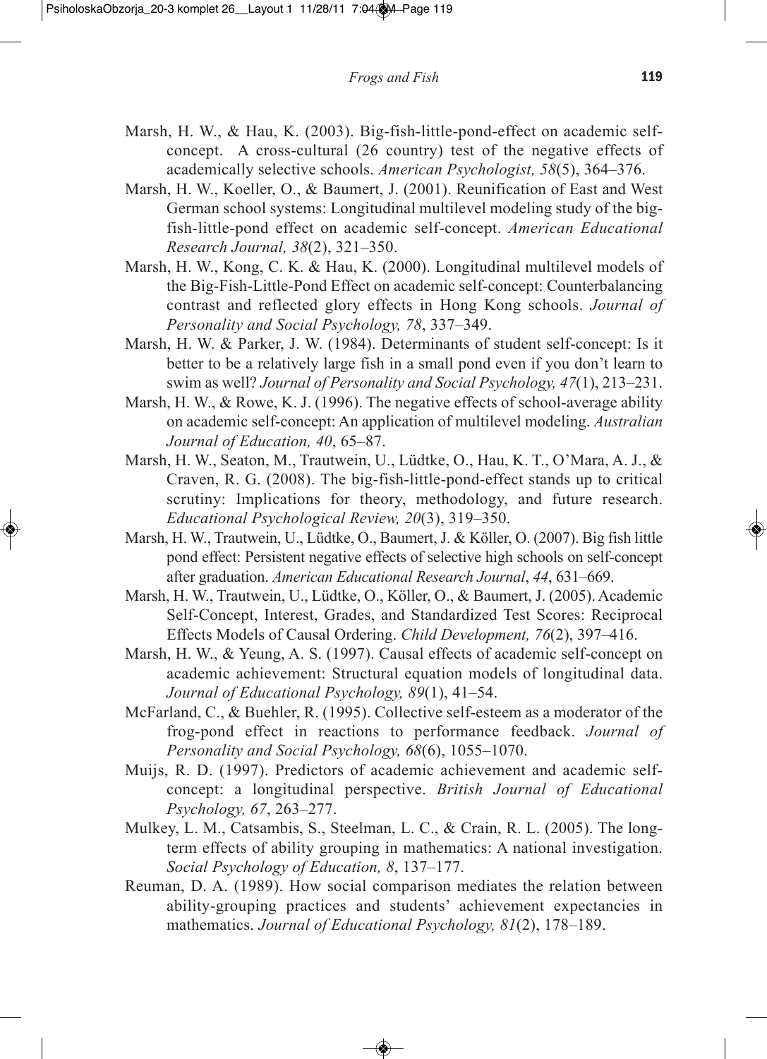Marsh, H. W., & Hau, K. (2003). Big-fish-little-pond-effect on academic self-concept. A cross-cultural (26 country) test of the negative effects of academically selective schools. *American Psychologist, 58*(5), 364–376.

Marsh, H. W., Koeller, O., & Baumert, J. (2001). Reunification of East and West German school systems: Longitudinal multilevel modeling study of the big-fish-little-pond effect on academic self-concept. *American Educational Research Journal, 38*(2), 321–350.

Marsh, H. W., Kong, C. K. & Hau, K. (2000). Longitudinal multilevel models of the Big-Fish-Little-Pond Effect on academic self-concept: Counterbalancing contrast and reflected glory effects in Hong Kong schools. *Journal of Personality and Social Psychology, 78*, 337–349.

Marsh, H. W. & Parker, J. W. (1984). Determinants of student self-concept: Is it better to be a relatively large fish in a small pond even if you don't learn to swim as well? *Journal of Personality and Social Psychology, 47*(1), 213–231.

Marsh, H. W., & Rowe, K. J. (1996). The negative effects of school-average ability on academic self-concept: An application of multilevel modeling. *Australian Journal of Education, 40*, 65–87.

Marsh, H. W., Seaton, M., Trautwein, U., Lüdtke, O., Hau, K. T., O'Mara, A. J., & Craven, R. G. (2008). The big-fish-little-pond-effect stands up to critical scrutiny: Implications for theory, methodology, and future research. *Educational Psychological Review, 20*(3), 319–350.

Marsh, H. W., Trautwein, U., Lüdtke, O., Baumert, J. & Köller, O. (2007). Big fish little pond effect: Persistent negative effects of selective high schools on self-concept after graduation. *American Educational Research Journal*, *44*, 631–669.

Marsh, H. W., Trautwein, U., Lüdtke, O., Köller, O., & Baumert, J. (2005). Academic Self-Concept, Interest, Grades, and Standardized Test Scores: Reciprocal Effects Models of Causal Ordering. *Child Development, 76*(2), 397–416.

Marsh, H. W., & Yeung, A. S. (1997). Causal effects of academic self-concept on academic achievement: Structural equation models of longitudinal data. *Journal of Educational Psychology, 89*(1), 41–54.

McFarland, C., & Buehler, R. (1995). Collective self-esteem as a moderator of the frog-pond effect in reactions to performance feedback. *Journal of Personality and Social Psychology, 68*(6), 1055–1070.

Muijs, R. D. (1997). Predictors of academic achievement and academic self-concept: a longitudinal perspective. *British Journal of Educational Psychology, 67*, 263–277.

Mulkey, L. M., Catsambis, S., Steelman, L. C., & Crain, R. L. (2005). The long-term effects of ability grouping in mathematics: A national investigation. *Social Psychology of Education, 8*, 137–177.

Reuman, D. A. (1989). How social comparison mediates the relation between ability-grouping practices and students' achievement expectancies in mathematics. *Journal of Educational Psychology, 81*(2), 178–189.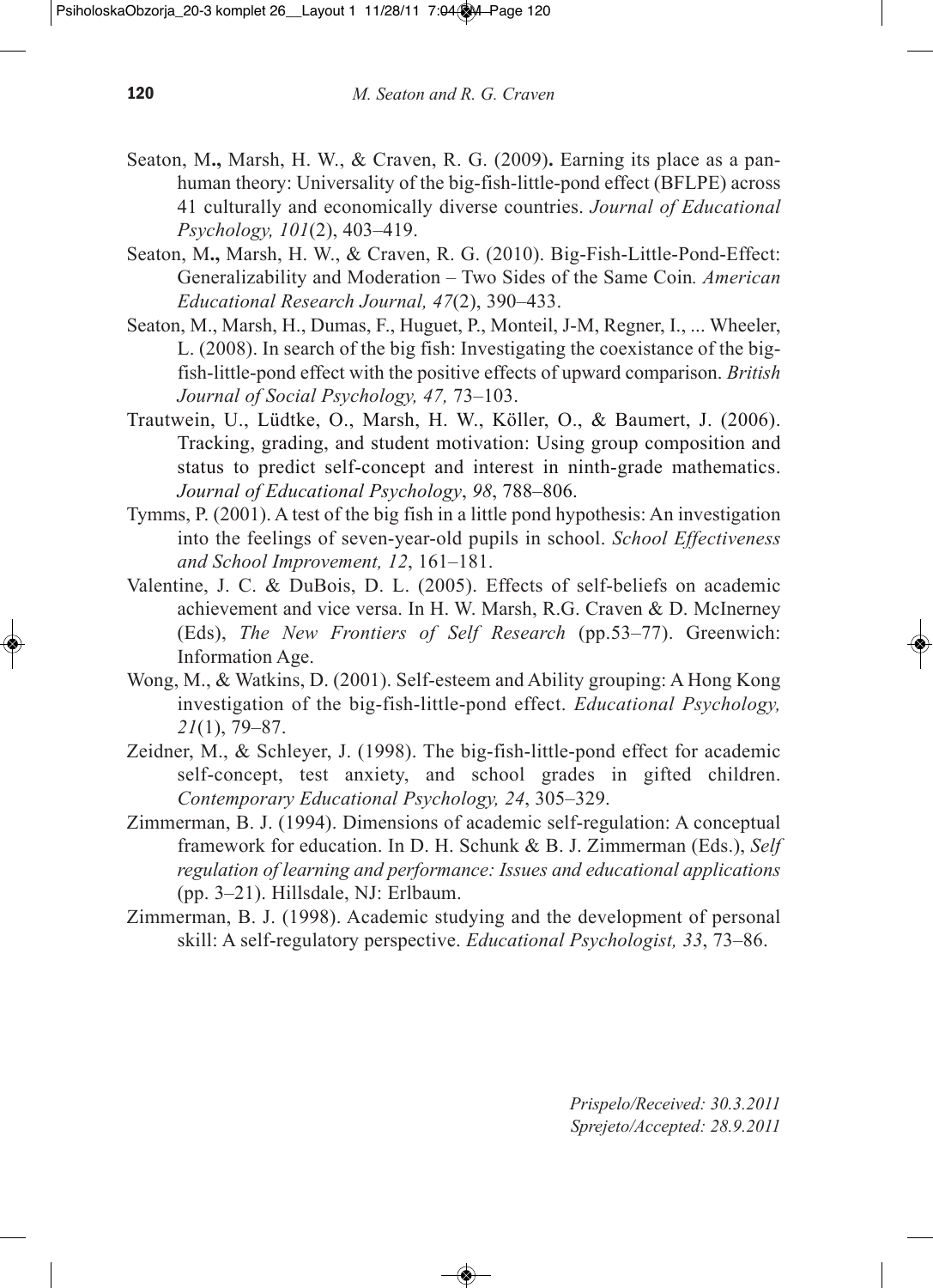Seaton, M**.,** Marsh, H. W., & Craven, R. G. (2009)**.** Earning its place as a pan-human theory: Universality of the big-fish-little-pond effect (BFLPE) across 41 culturally and economically diverse countries. *Journal of Educational Psychology, 101*(2), 403–419.

Seaton, M**.,** Marsh, H. W., & Craven, R. G. (2010). Big-Fish-Little-Pond-Effect: Generalizability and Moderation – Two Sides of the Same Coin*. American Educational Research Journal, 47*(2), 390–433.

Seaton, M., Marsh, H., Dumas, F., Huguet, P., Monteil, J-M, Regner, I., ... Wheeler, L. (2008). In search of the big fish: Investigating the coexistance of the big-fish-little-pond effect with the positive effects of upward comparison. *British Journal of Social Psychology, 47,* 73–103.

Trautwein, U., Lüdtke, O., Marsh, H. W., Köller, O., & Baumert, J. (2006). Tracking, grading, and student motivation: Using group composition and status to predict self-concept and interest in ninth-grade mathematics. *Journal of Educational Psychology*, *98*, 788–806.

Tymms, P. (2001). A test of the big fish in a little pond hypothesis: An investigation into the feelings of seven-year-old pupils in school. *School Effectiveness and School Improvement, 12*, 161–181.

Valentine, J. C. & DuBois, D. L. (2005). Effects of self-beliefs on academic achievement and vice versa. In H. W. Marsh, R.G. Craven & D. McInerney (Eds), *The New Frontiers of Self Research* (pp.53–77). Greenwich: Information Age.

Wong, M., & Watkins, D. (2001). Self-esteem and Ability grouping: A Hong Kong investigation of the big-fish-little-pond effect. *Educational Psychology, 21*(1), 79–87.

Zeidner, M., & Schleyer, J. (1998). The big-fish-little-pond effect for academic self-concept, test anxiety, and school grades in gifted children. *Contemporary Educational Psychology, 24*, 305–329.

Zimmerman, B. J. (1994). Dimensions of academic self-regulation: A conceptual framework for education. In D. H. Schunk & B. J. Zimmerman (Eds.), *Self regulation of learning and performance: Issues and educational applications* (pp. 3–21). Hillsdale, NJ: Erlbaum.

Zimmerman, B. J. (1998). Academic studying and the development of personal skill: A self-regulatory perspective. *Educational Psychologist, 33*, 73–86.

*Prispelo/Received: 30.3.2011*
*Sprejeto/Accepted: 28.9.2011*